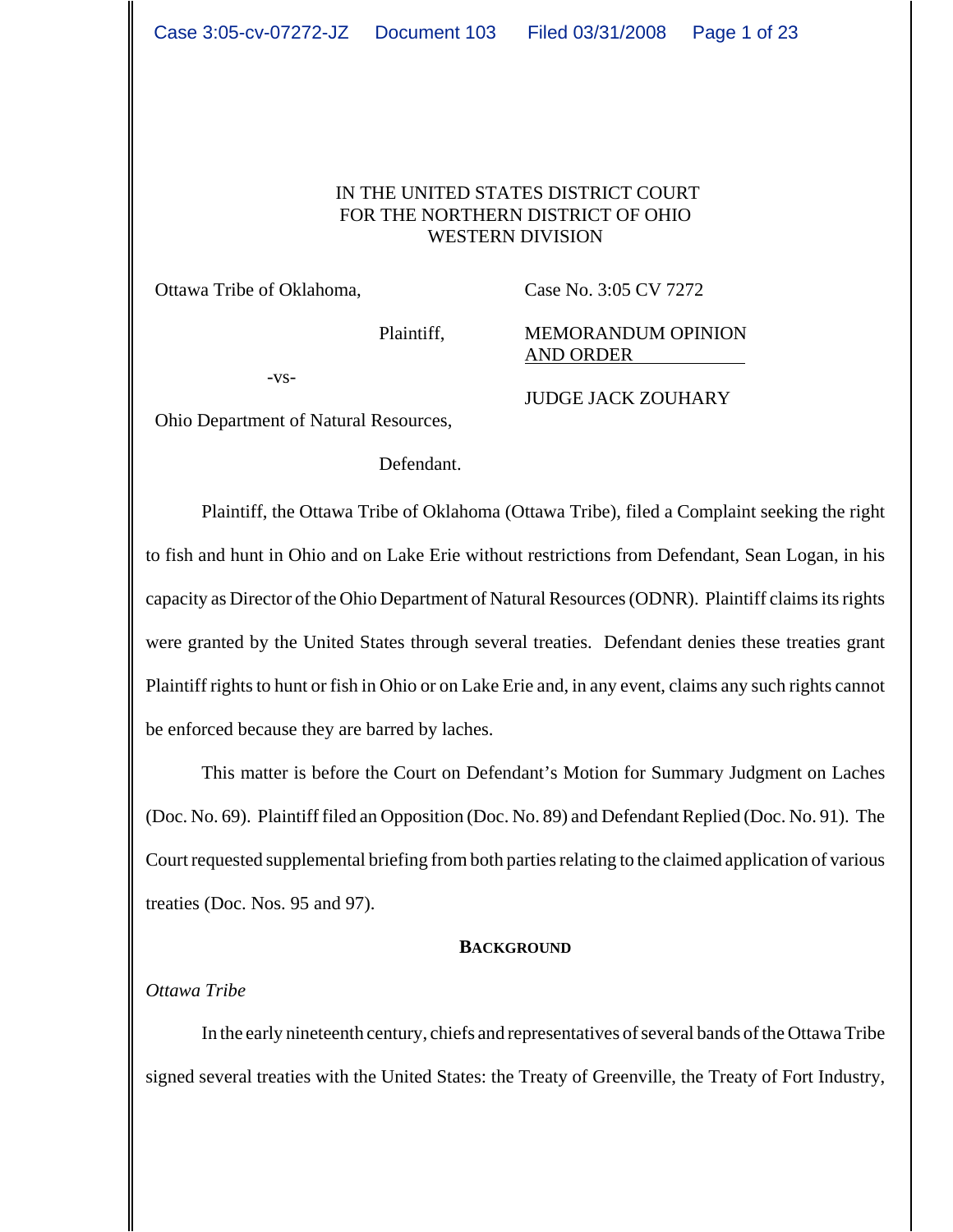IN THE UNITED STATES DISTRICT COURT
FOR THE NORTHERN DISTRICT OF OHIO
WESTERN DIVISION

Ottawa Tribe of Oklahoma,

Plaintiff,

-vs-

Ohio Department of Natural Resources,

Defendant.

Case No. 3:05 CV 7272

MEMORANDUM OPINION
AND ORDER

JUDGE JACK ZOUHARY

Plaintiff, the Ottawa Tribe of Oklahoma (Ottawa Tribe), filed a Complaint seeking the right to fish and hunt in Ohio and on Lake Erie without restrictions from Defendant, Sean Logan, in his capacity as Director of the Ohio Department of Natural Resources (ODNR). Plaintiff claims its rights were granted by the United States through several treaties. Defendant denies these treaties grant Plaintiff rights to hunt or fish in Ohio or on Lake Erie and, in any event, claims any such rights cannot be enforced because they are barred by laches.

This matter is before the Court on Defendant's Motion for Summary Judgment on Laches (Doc. No. 69). Plaintiff filed an Opposition (Doc. No. 89) and Defendant Replied (Doc. No. 91). The Court requested supplemental briefing from both parties relating to the claimed application of various treaties (Doc. Nos. 95 and 97).

## BACKGROUND

*Ottawa Tribe*

In the early nineteenth century, chiefs and representatives of several bands of the Ottawa Tribe signed several treaties with the United States: the Treaty of Greenville, the Treaty of Fort Industry,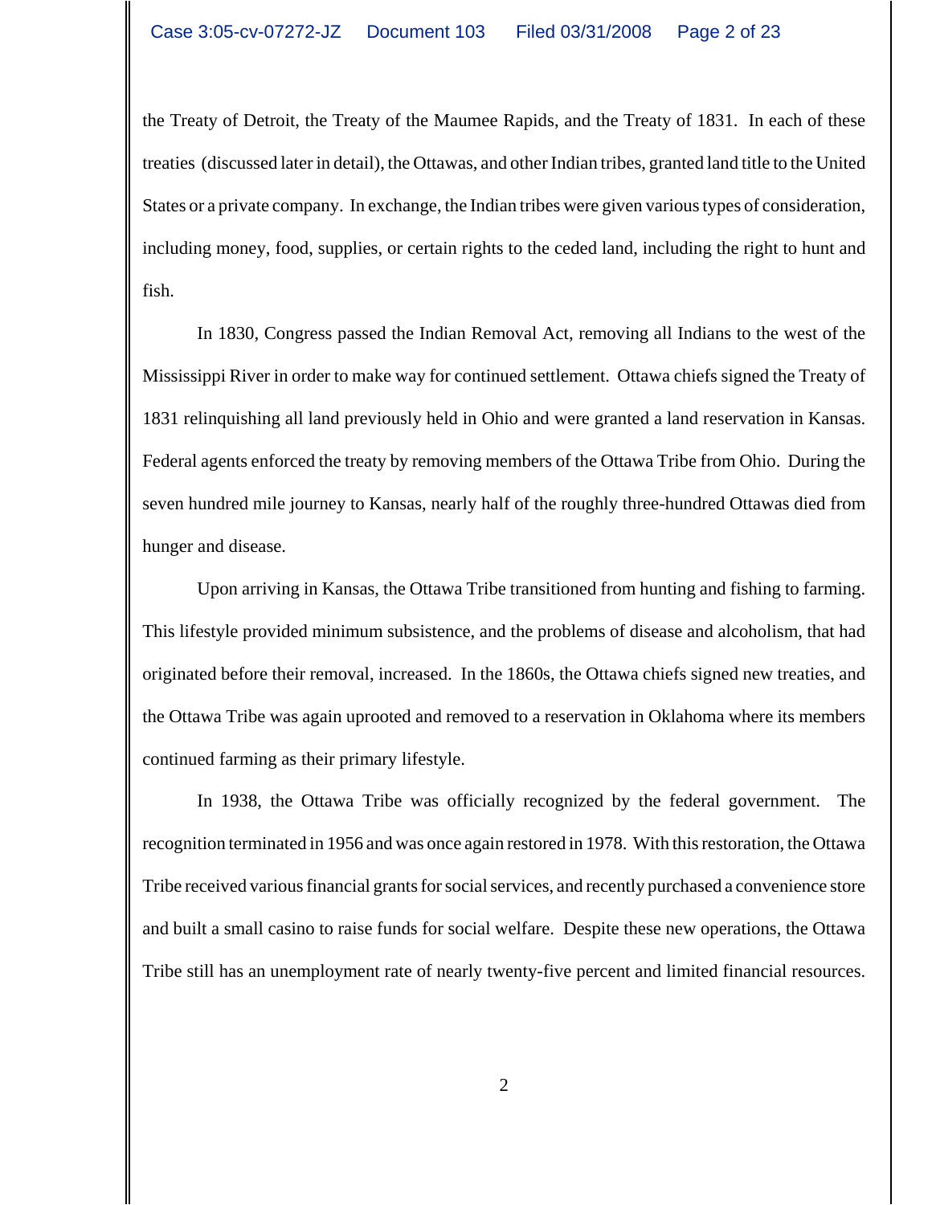the Treaty of Detroit, the Treaty of the Maumee Rapids, and the Treaty of 1831. In each of these treaties (discussed later in detail), the Ottawas, and other Indian tribes, granted land title to the United States or a private company. In exchange, the Indian tribes were given various types of consideration, including money, food, supplies, or certain rights to the ceded land, including the right to hunt and fish.

In 1830, Congress passed the Indian Removal Act, removing all Indians to the west of the Mississippi River in order to make way for continued settlement. Ottawa chiefs signed the Treaty of 1831 relinquishing all land previously held in Ohio and were granted a land reservation in Kansas. Federal agents enforced the treaty by removing members of the Ottawa Tribe from Ohio. During the seven hundred mile journey to Kansas, nearly half of the roughly three-hundred Ottawas died from hunger and disease.

Upon arriving in Kansas, the Ottawa Tribe transitioned from hunting and fishing to farming. This lifestyle provided minimum subsistence, and the problems of disease and alcoholism, that had originated before their removal, increased. In the 1860s, the Ottawa chiefs signed new treaties, and the Ottawa Tribe was again uprooted and removed to a reservation in Oklahoma where its members continued farming as their primary lifestyle.

In 1938, the Ottawa Tribe was officially recognized by the federal government. The recognition terminated in 1956 and was once again restored in 1978. With this restoration, the Ottawa Tribe received various financial grants for social services, and recently purchased a convenience store and built a small casino to raise funds for social welfare. Despite these new operations, the Ottawa Tribe still has an unemployment rate of nearly twenty-five percent and limited financial resources.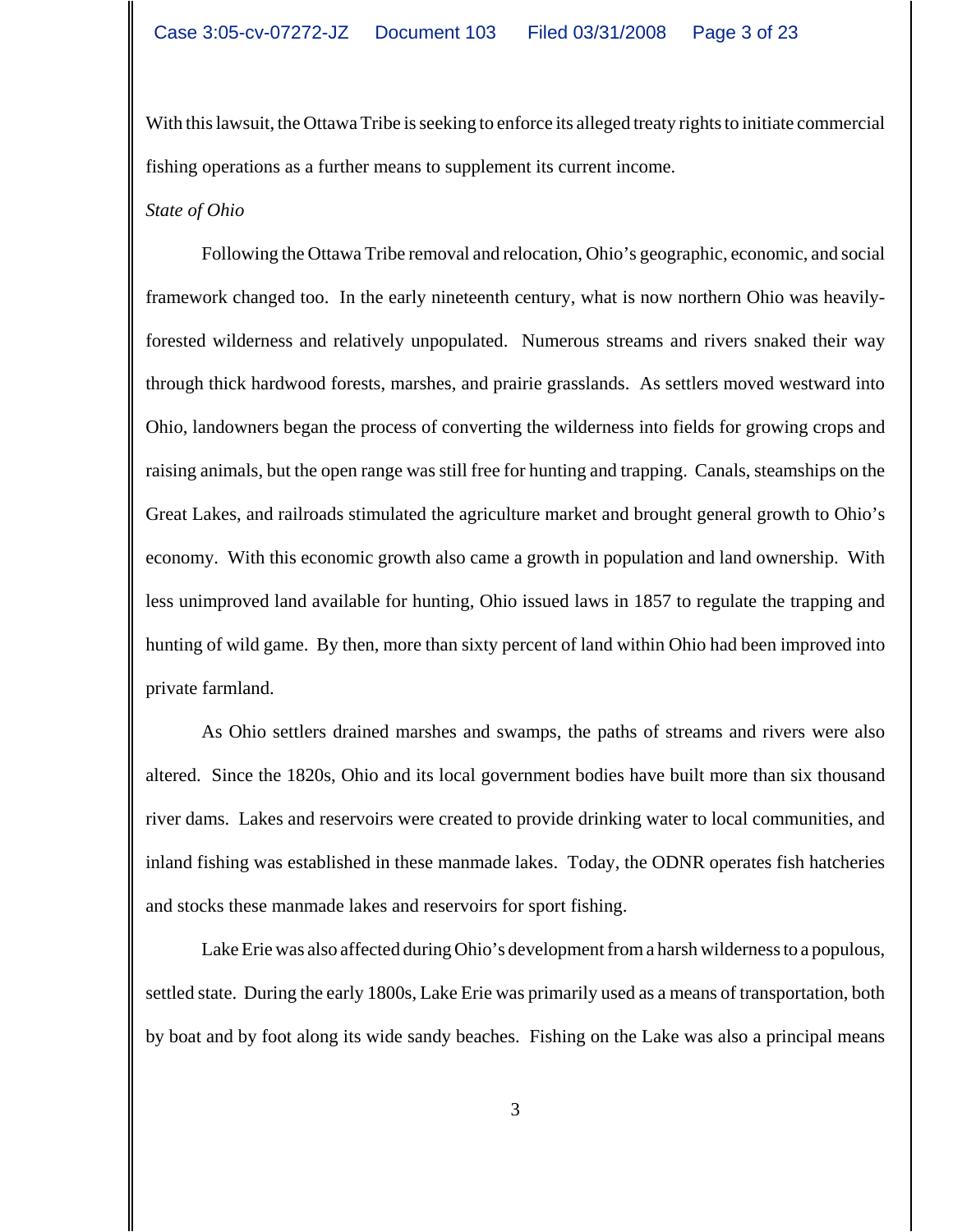With this lawsuit, the Ottawa Tribe is seeking to enforce its alleged treaty rights to initiate commercial fishing operations as a further means to supplement its current income.

*State of Ohio*

Following the Ottawa Tribe removal and relocation, Ohio's geographic, economic, and social framework changed too. In the early nineteenth century, what is now northern Ohio was heavily-forested wilderness and relatively unpopulated. Numerous streams and rivers snaked their way through thick hardwood forests, marshes, and prairie grasslands. As settlers moved westward into Ohio, landowners began the process of converting the wilderness into fields for growing crops and raising animals, but the open range was still free for hunting and trapping. Canals, steamships on the Great Lakes, and railroads stimulated the agriculture market and brought general growth to Ohio's economy. With this economic growth also came a growth in population and land ownership. With less unimproved land available for hunting, Ohio issued laws in 1857 to regulate the trapping and hunting of wild game. By then, more than sixty percent of land within Ohio had been improved into private farmland.

As Ohio settlers drained marshes and swamps, the paths of streams and rivers were also altered. Since the 1820s, Ohio and its local government bodies have built more than six thousand river dams. Lakes and reservoirs were created to provide drinking water to local communities, and inland fishing was established in these manmade lakes. Today, the ODNR operates fish hatcheries and stocks these manmade lakes and reservoirs for sport fishing.

Lake Erie was also affected during Ohio's development from a harsh wilderness to a populous, settled state. During the early 1800s, Lake Erie was primarily used as a means of transportation, both by boat and by foot along its wide sandy beaches. Fishing on the Lake was also a principal means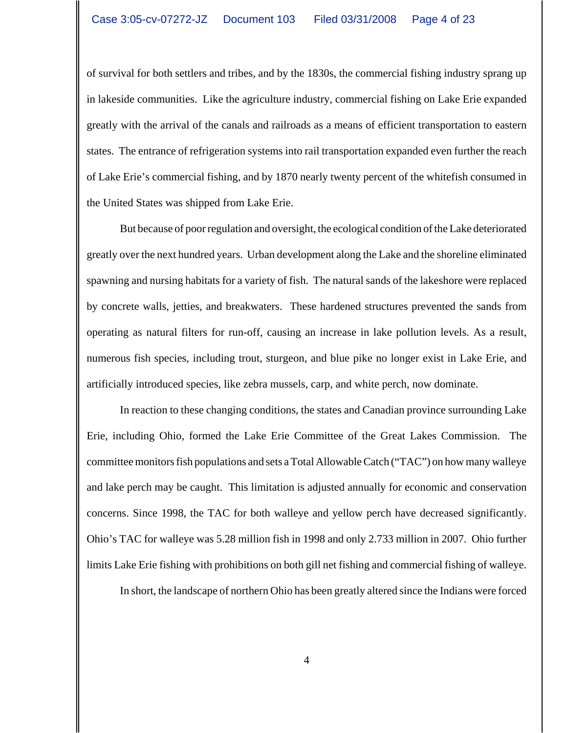of survival for both settlers and tribes, and by the 1830s, the commercial fishing industry sprang up in lakeside communities. Like the agriculture industry, commercial fishing on Lake Erie expanded greatly with the arrival of the canals and railroads as a means of efficient transportation to eastern states. The entrance of refrigeration systems into rail transportation expanded even further the reach of Lake Erie's commercial fishing, and by 1870 nearly twenty percent of the whitefish consumed in the United States was shipped from Lake Erie.

But because of poor regulation and oversight, the ecological condition of the Lake deteriorated greatly over the next hundred years. Urban development along the Lake and the shoreline eliminated spawning and nursing habitats for a variety of fish. The natural sands of the lakeshore were replaced by concrete walls, jetties, and breakwaters. These hardened structures prevented the sands from operating as natural filters for run-off, causing an increase in lake pollution levels. As a result, numerous fish species, including trout, sturgeon, and blue pike no longer exist in Lake Erie, and artificially introduced species, like zebra mussels, carp, and white perch, now dominate.

In reaction to these changing conditions, the states and Canadian province surrounding Lake Erie, including Ohio, formed the Lake Erie Committee of the Great Lakes Commission. The committee monitors fish populations and sets a Total Allowable Catch ("TAC") on how many walleye and lake perch may be caught. This limitation is adjusted annually for economic and conservation concerns. Since 1998, the TAC for both walleye and yellow perch have decreased significantly. Ohio's TAC for walleye was 5.28 million fish in 1998 and only 2.733 million in 2007. Ohio further limits Lake Erie fishing with prohibitions on both gill net fishing and commercial fishing of walleye.

In short, the landscape of northern Ohio has been greatly altered since the Indians were forced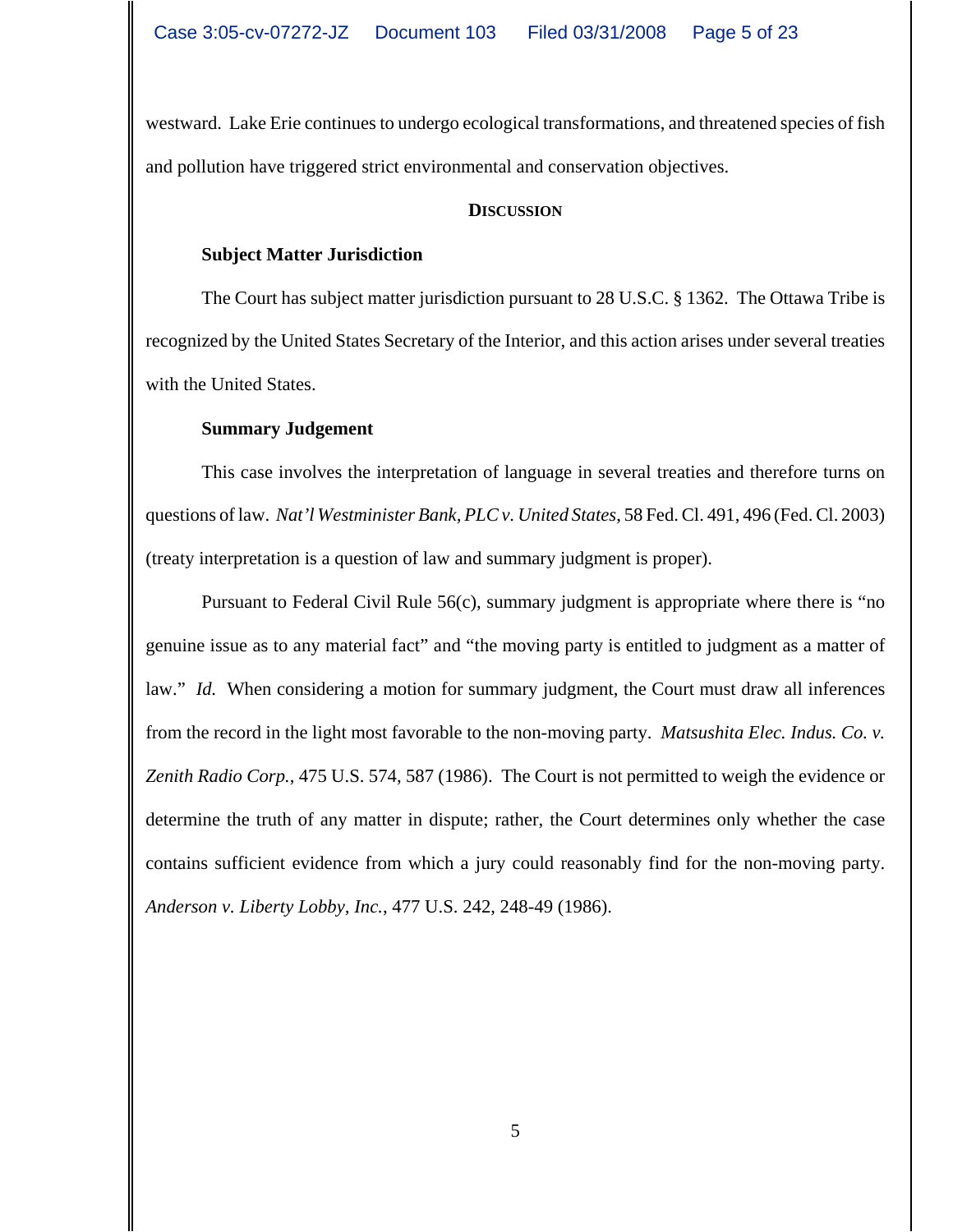westward. Lake Erie continues to undergo ecological transformations, and threatened species of fish and pollution have triggered strict environmental and conservation objectives.

## DISCUSSION

### Subject Matter Jurisdiction

The Court has subject matter jurisdiction pursuant to 28 U.S.C. § 1362. The Ottawa Tribe is recognized by the United States Secretary of the Interior, and this action arises under several treaties with the United States.

### Summary Judgement

This case involves the interpretation of language in several treaties and therefore turns on questions of law. *Nat'l Westminister Bank, PLC v. United States*, 58 Fed. Cl. 491, 496 (Fed. Cl. 2003) (treaty interpretation is a question of law and summary judgment is proper).

Pursuant to Federal Civil Rule 56(c), summary judgment is appropriate where there is "no genuine issue as to any material fact" and "the moving party is entitled to judgment as a matter of law." *Id.* When considering a motion for summary judgment, the Court must draw all inferences from the record in the light most favorable to the non-moving party. *Matsushita Elec. Indus. Co. v. Zenith Radio Corp.*, 475 U.S. 574, 587 (1986). The Court is not permitted to weigh the evidence or determine the truth of any matter in dispute; rather, the Court determines only whether the case contains sufficient evidence from which a jury could reasonably find for the non-moving party. *Anderson v. Liberty Lobby, Inc.*, 477 U.S. 242, 248-49 (1986).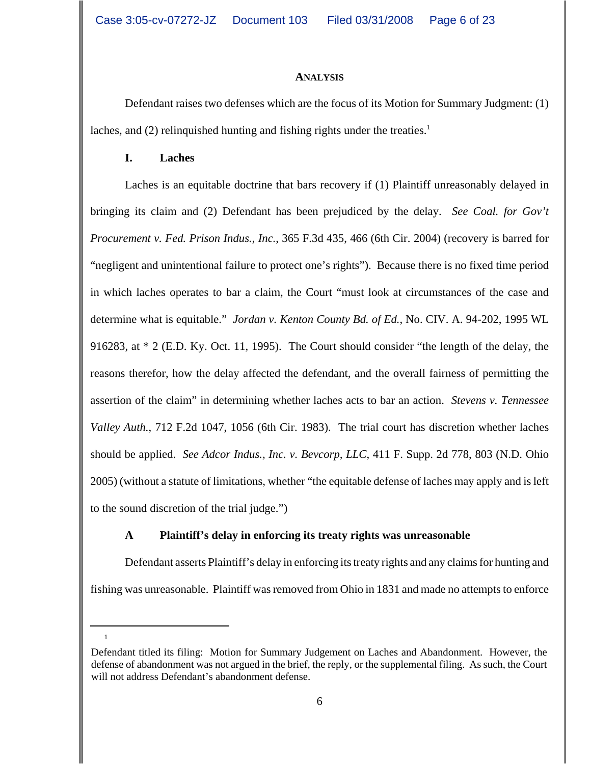## ANALYSIS

Defendant raises two defenses which are the focus of its Motion for Summary Judgment: (1) laches, and (2) relinquished hunting and fishing rights under the treaties.[1]

### I. Laches

Laches is an equitable doctrine that bars recovery if (1) Plaintiff unreasonably delayed in bringing its claim and (2) Defendant has been prejudiced by the delay. *See Coal. for Gov't Procurement v. Fed. Prison Indus., Inc.*, 365 F.3d 435, 466 (6th Cir. 2004) (recovery is barred for "negligent and unintentional failure to protect one's rights"). Because there is no fixed time period in which laches operates to bar a claim, the Court "must look at circumstances of the case and determine what is equitable." *Jordan v. Kenton County Bd. of Ed.*, No. CIV. A. 94-202, 1995 WL 916283, at * 2 (E.D. Ky. Oct. 11, 1995). The Court should consider "the length of the delay, the reasons therefor, how the delay affected the defendant, and the overall fairness of permitting the assertion of the claim" in determining whether laches acts to bar an action. *Stevens v. Tennessee Valley Auth.*, 712 F.2d 1047, 1056 (6th Cir. 1983). The trial court has discretion whether laches should be applied. *See Adcor Indus., Inc. v. Bevcorp, LLC*, 411 F. Supp. 2d 778, 803 (N.D. Ohio 2005) (without a statute of limitations, whether "the equitable defense of laches may apply and is left to the sound discretion of the trial judge.")

#### A Plaintiff's delay in enforcing its treaty rights was unreasonable

Defendant asserts Plaintiff's delay in enforcing its treaty rights and any claims for hunting and fishing was unreasonable. Plaintiff was removed from Ohio in 1831 and made no attempts to enforce

---

[1] Defendant titled its filing: Motion for Summary Judgement on Laches and Abandonment. However, the defense of abandonment was not argued in the brief, the reply, or the supplemental filing. As such, the Court will not address Defendant's abandonment defense.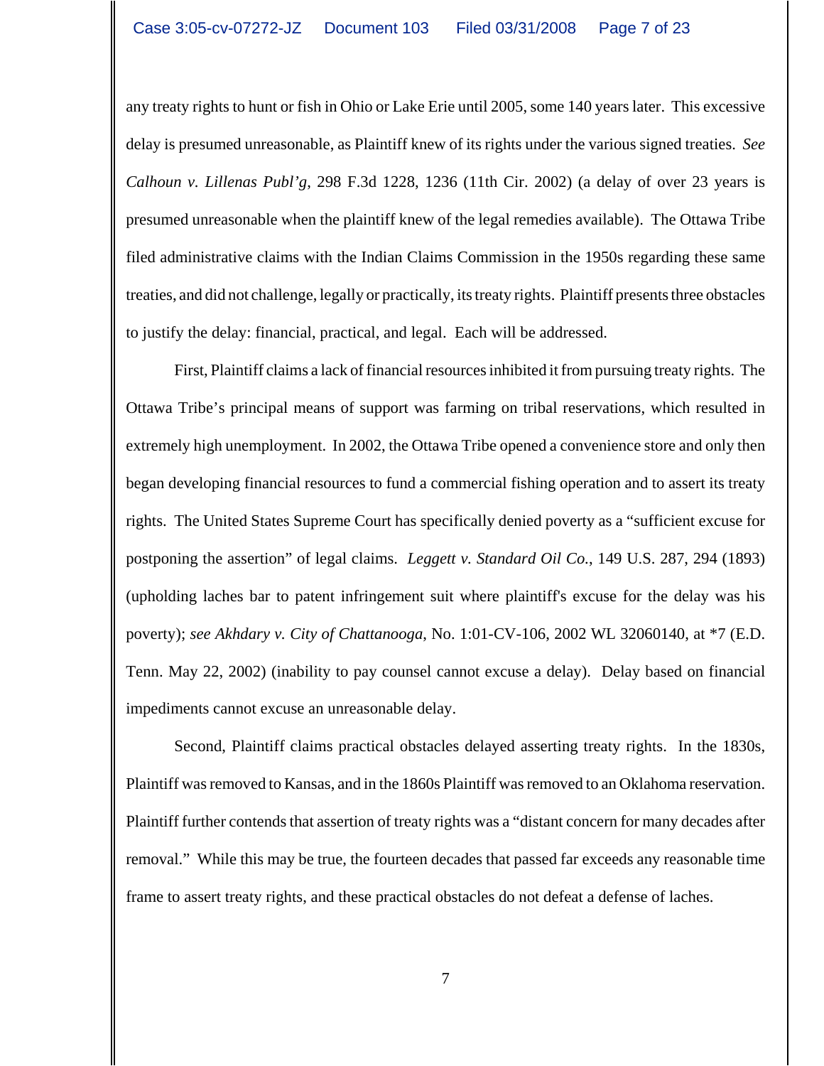any treaty rights to hunt or fish in Ohio or Lake Erie until 2005, some 140 years later. This excessive delay is presumed unreasonable, as Plaintiff knew of its rights under the various signed treaties. *See Calhoun v. Lillenas Publ'g*, 298 F.3d 1228, 1236 (11th Cir. 2002) (a delay of over 23 years is presumed unreasonable when the plaintiff knew of the legal remedies available). The Ottawa Tribe filed administrative claims with the Indian Claims Commission in the 1950s regarding these same treaties, and did not challenge, legally or practically, its treaty rights. Plaintiff presents three obstacles to justify the delay: financial, practical, and legal. Each will be addressed.

First, Plaintiff claims a lack of financial resources inhibited it from pursuing treaty rights. The Ottawa Tribe's principal means of support was farming on tribal reservations, which resulted in extremely high unemployment. In 2002, the Ottawa Tribe opened a convenience store and only then began developing financial resources to fund a commercial fishing operation and to assert its treaty rights. The United States Supreme Court has specifically denied poverty as a "sufficient excuse for postponing the assertion" of legal claims. *Leggett v. Standard Oil Co.*, 149 U.S. 287, 294 (1893) (upholding laches bar to patent infringement suit where plaintiff's excuse for the delay was his poverty); *see Akhdary v. City of Chattanooga*, No. 1:01-CV-106, 2002 WL 32060140, at *7 (E.D. Tenn. May 22, 2002) (inability to pay counsel cannot excuse a delay). Delay based on financial impediments cannot excuse an unreasonable delay.

Second, Plaintiff claims practical obstacles delayed asserting treaty rights. In the 1830s, Plaintiff was removed to Kansas, and in the 1860s Plaintiff was removed to an Oklahoma reservation. Plaintiff further contends that assertion of treaty rights was a "distant concern for many decades after removal." While this may be true, the fourteen decades that passed far exceeds any reasonable time frame to assert treaty rights, and these practical obstacles do not defeat a defense of laches.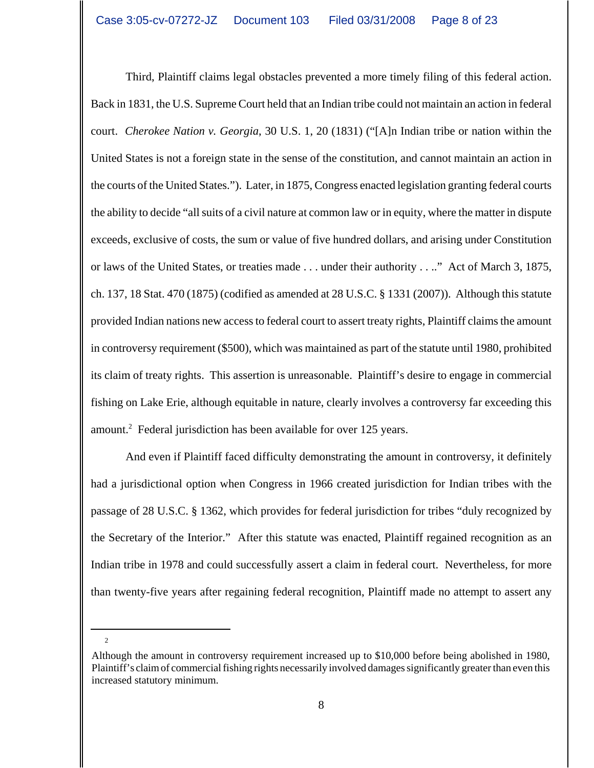Third, Plaintiff claims legal obstacles prevented a more timely filing of this federal action. Back in 1831, the U.S. Supreme Court held that an Indian tribe could not maintain an action in federal court. *Cherokee Nation v. Georgia*, 30 U.S. 1, 20 (1831) ("[A]n Indian tribe or nation within the United States is not a foreign state in the sense of the constitution, and cannot maintain an action in the courts of the United States."). Later, in 1875, Congress enacted legislation granting federal courts the ability to decide "all suits of a civil nature at common law or in equity, where the matter in dispute exceeds, exclusive of costs, the sum or value of five hundred dollars, and arising under Constitution or laws of the United States, or treaties made . . . under their authority . . .." Act of March 3, 1875, ch. 137, 18 Stat. 470 (1875) (codified as amended at 28 U.S.C. § 1331 (2007)). Although this statute provided Indian nations new access to federal court to assert treaty rights, Plaintiff claims the amount in controversy requirement ($500), which was maintained as part of the statute until 1980, prohibited its claim of treaty rights. This assertion is unreasonable. Plaintiff's desire to engage in commercial fishing on Lake Erie, although equitable in nature, clearly involves a controversy far exceeding this amount.[2] Federal jurisdiction has been available for over 125 years.

And even if Plaintiff faced difficulty demonstrating the amount in controversy, it definitely had a jurisdictional option when Congress in 1966 created jurisdiction for Indian tribes with the passage of 28 U.S.C. § 1362, which provides for federal jurisdiction for tribes "duly recognized by the Secretary of the Interior." After this statute was enacted, Plaintiff regained recognition as an Indian tribe in 1978 and could successfully assert a claim in federal court. Nevertheless, for more than twenty-five years after regaining federal recognition, Plaintiff made no attempt to assert any

---

[2] Although the amount in controversy requirement increased up to $10,000 before being abolished in 1980, Plaintiff's claim of commercial fishing rights necessarily involved damages significantly greater than even this increased statutory minimum.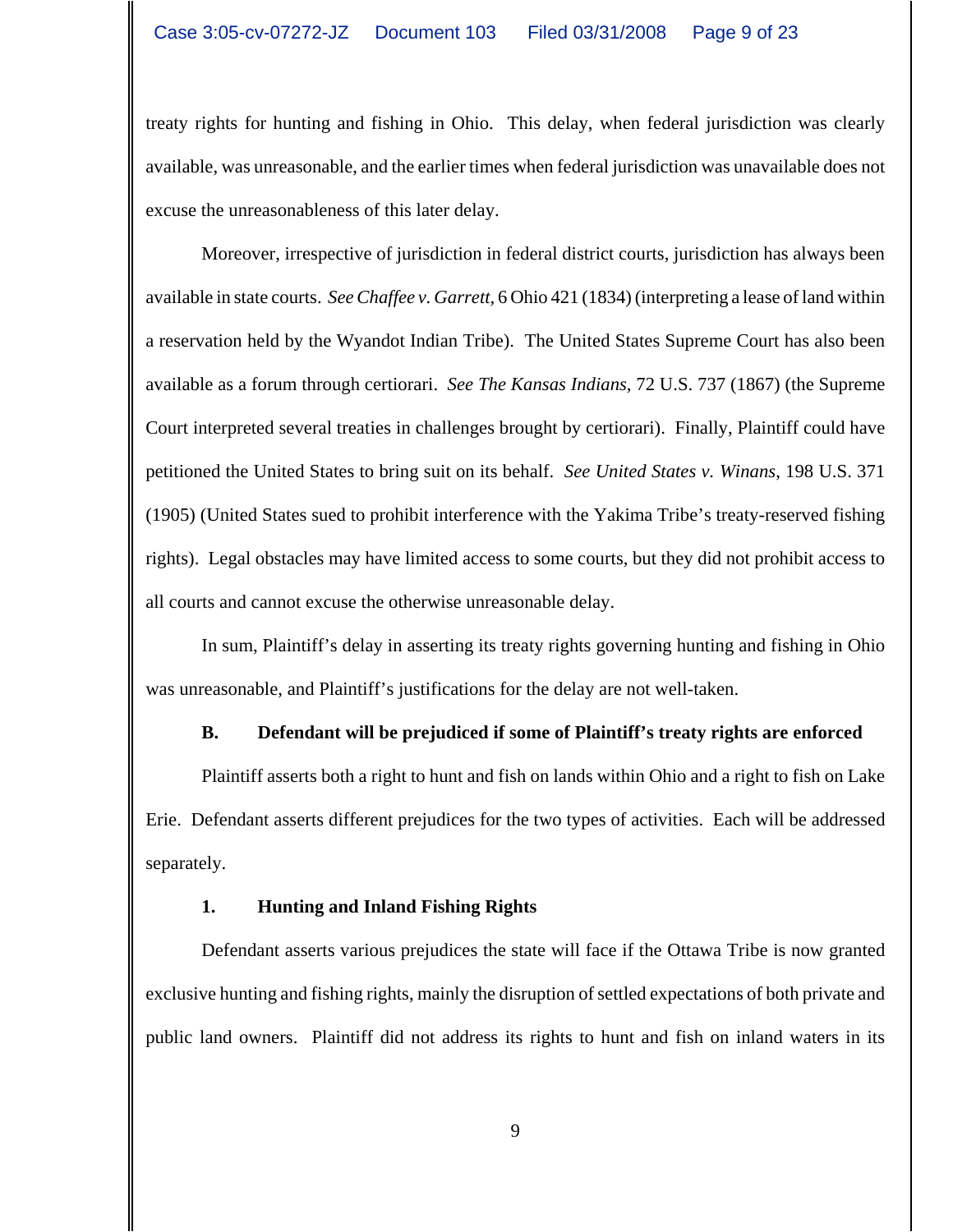treaty rights for hunting and fishing in Ohio. This delay, when federal jurisdiction was clearly available, was unreasonable, and the earlier times when federal jurisdiction was unavailable does not excuse the unreasonableness of this later delay.

Moreover, irrespective of jurisdiction in federal district courts, jurisdiction has always been available in state courts. *See Chaffee v. Garrett*, 6 Ohio 421 (1834) (interpreting a lease of land within a reservation held by the Wyandot Indian Tribe). The United States Supreme Court has also been available as a forum through certiorari. *See The Kansas Indians*, 72 U.S. 737 (1867) (the Supreme Court interpreted several treaties in challenges brought by certiorari). Finally, Plaintiff could have petitioned the United States to bring suit on its behalf. *See United States v. Winans*, 198 U.S. 371 (1905) (United States sued to prohibit interference with the Yakima Tribe's treaty-reserved fishing rights). Legal obstacles may have limited access to some courts, but they did not prohibit access to all courts and cannot excuse the otherwise unreasonable delay.

In sum, Plaintiff's delay in asserting its treaty rights governing hunting and fishing in Ohio was unreasonable, and Plaintiff's justifications for the delay are not well-taken.

**B. Defendant will be prejudiced if some of Plaintiff's treaty rights are enforced**

Plaintiff asserts both a right to hunt and fish on lands within Ohio and a right to fish on Lake Erie. Defendant asserts different prejudices for the two types of activities. Each will be addressed separately.

**1. Hunting and Inland Fishing Rights**

Defendant asserts various prejudices the state will face if the Ottawa Tribe is now granted exclusive hunting and fishing rights, mainly the disruption of settled expectations of both private and public land owners. Plaintiff did not address its rights to hunt and fish on inland waters in its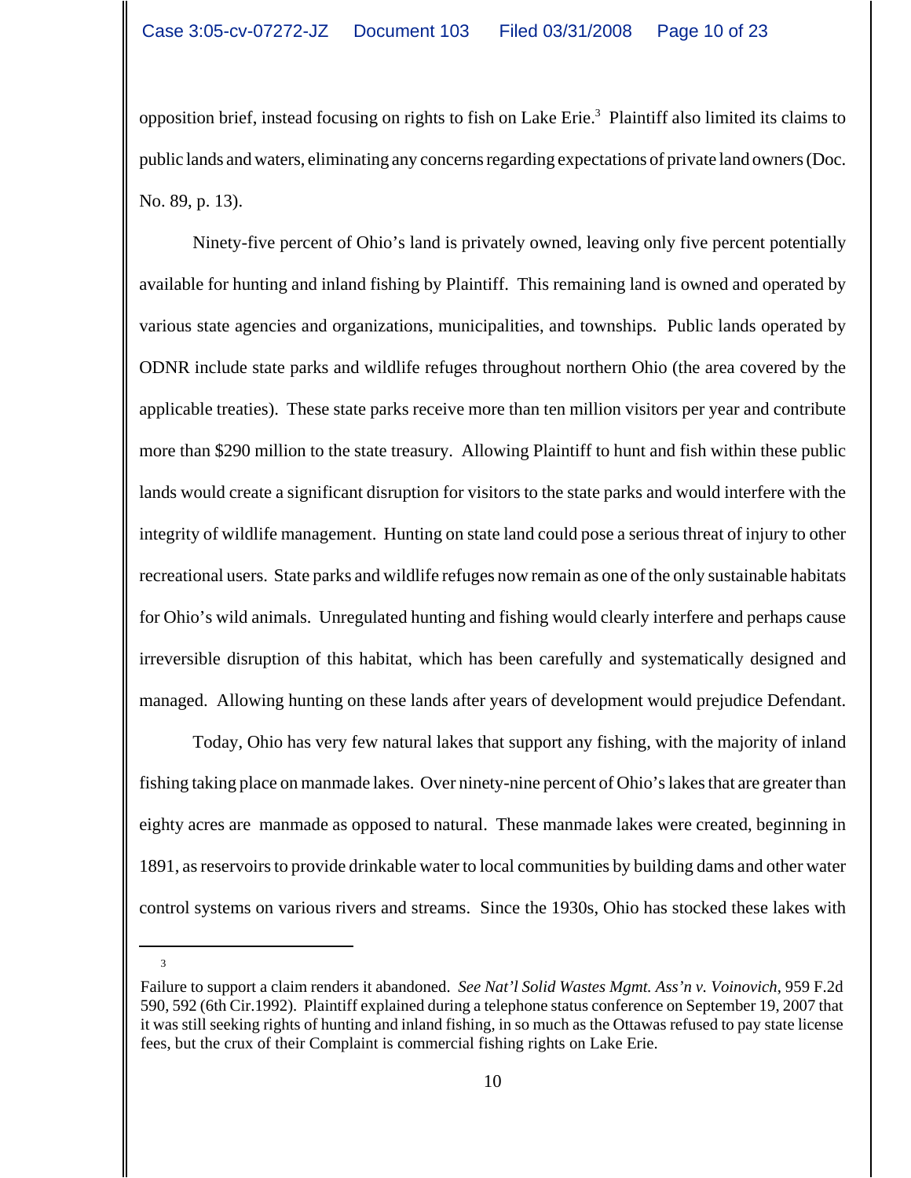opposition brief, instead focusing on rights to fish on Lake Erie.[3] Plaintiff also limited its claims to public lands and waters, eliminating any concerns regarding expectations of private land owners (Doc. No. 89, p. 13).

Ninety-five percent of Ohio's land is privately owned, leaving only five percent potentially available for hunting and inland fishing by Plaintiff. This remaining land is owned and operated by various state agencies and organizations, municipalities, and townships. Public lands operated by ODNR include state parks and wildlife refuges throughout northern Ohio (the area covered by the applicable treaties). These state parks receive more than ten million visitors per year and contribute more than $290 million to the state treasury. Allowing Plaintiff to hunt and fish within these public lands would create a significant disruption for visitors to the state parks and would interfere with the integrity of wildlife management. Hunting on state land could pose a serious threat of injury to other recreational users. State parks and wildlife refuges now remain as one of the only sustainable habitats for Ohio's wild animals. Unregulated hunting and fishing would clearly interfere and perhaps cause irreversible disruption of this habitat, which has been carefully and systematically designed and managed. Allowing hunting on these lands after years of development would prejudice Defendant.

Today, Ohio has very few natural lakes that support any fishing, with the majority of inland fishing taking place on manmade lakes. Over ninety-nine percent of Ohio's lakes that are greater than eighty acres are manmade as opposed to natural. These manmade lakes were created, beginning in 1891, as reservoirs to provide drinkable water to local communities by building dams and other water control systems on various rivers and streams. Since the 1930s, Ohio has stocked these lakes with

---

[3] Failure to support a claim renders it abandoned. *See Nat'l Solid Wastes Mgmt. Ass'n v. Voinovich*, 959 F.2d 590, 592 (6th Cir.1992). Plaintiff explained during a telephone status conference on September 19, 2007 that it was still seeking rights of hunting and inland fishing, in so much as the Ottawas refused to pay state license fees, but the crux of their Complaint is commercial fishing rights on Lake Erie.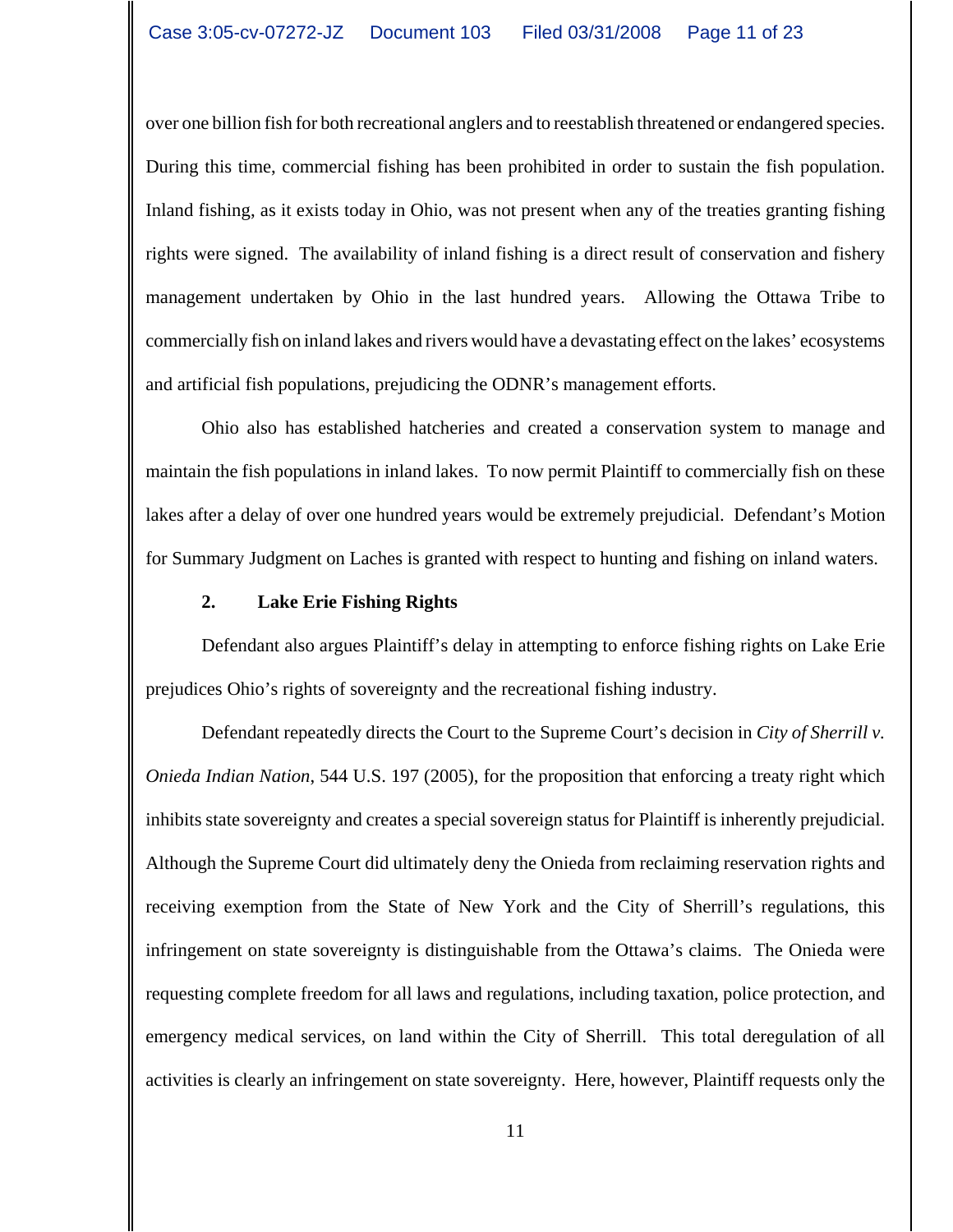over one billion fish for both recreational anglers and to reestablish threatened or endangered species. During this time, commercial fishing has been prohibited in order to sustain the fish population. Inland fishing, as it exists today in Ohio, was not present when any of the treaties granting fishing rights were signed. The availability of inland fishing is a direct result of conservation and fishery management undertaken by Ohio in the last hundred years. Allowing the Ottawa Tribe to commercially fish on inland lakes and rivers would have a devastating effect on the lakes' ecosystems and artificial fish populations, prejudicing the ODNR's management efforts.

Ohio also has established hatcheries and created a conservation system to manage and maintain the fish populations in inland lakes. To now permit Plaintiff to commercially fish on these lakes after a delay of over one hundred years would be extremely prejudicial. Defendant's Motion for Summary Judgment on Laches is granted with respect to hunting and fishing on inland waters.

**2. Lake Erie Fishing Rights**

Defendant also argues Plaintiff's delay in attempting to enforce fishing rights on Lake Erie prejudices Ohio's rights of sovereignty and the recreational fishing industry.

Defendant repeatedly directs the Court to the Supreme Court's decision in *City of Sherrill v. Onieda Indian Nation*, 544 U.S. 197 (2005), for the proposition that enforcing a treaty right which inhibits state sovereignty and creates a special sovereign status for Plaintiff is inherently prejudicial. Although the Supreme Court did ultimately deny the Onieda from reclaiming reservation rights and receiving exemption from the State of New York and the City of Sherrill's regulations, this infringement on state sovereignty is distinguishable from the Ottawa's claims. The Onieda were requesting complete freedom for all laws and regulations, including taxation, police protection, and emergency medical services, on land within the City of Sherrill. This total deregulation of all activities is clearly an infringement on state sovereignty. Here, however, Plaintiff requests only the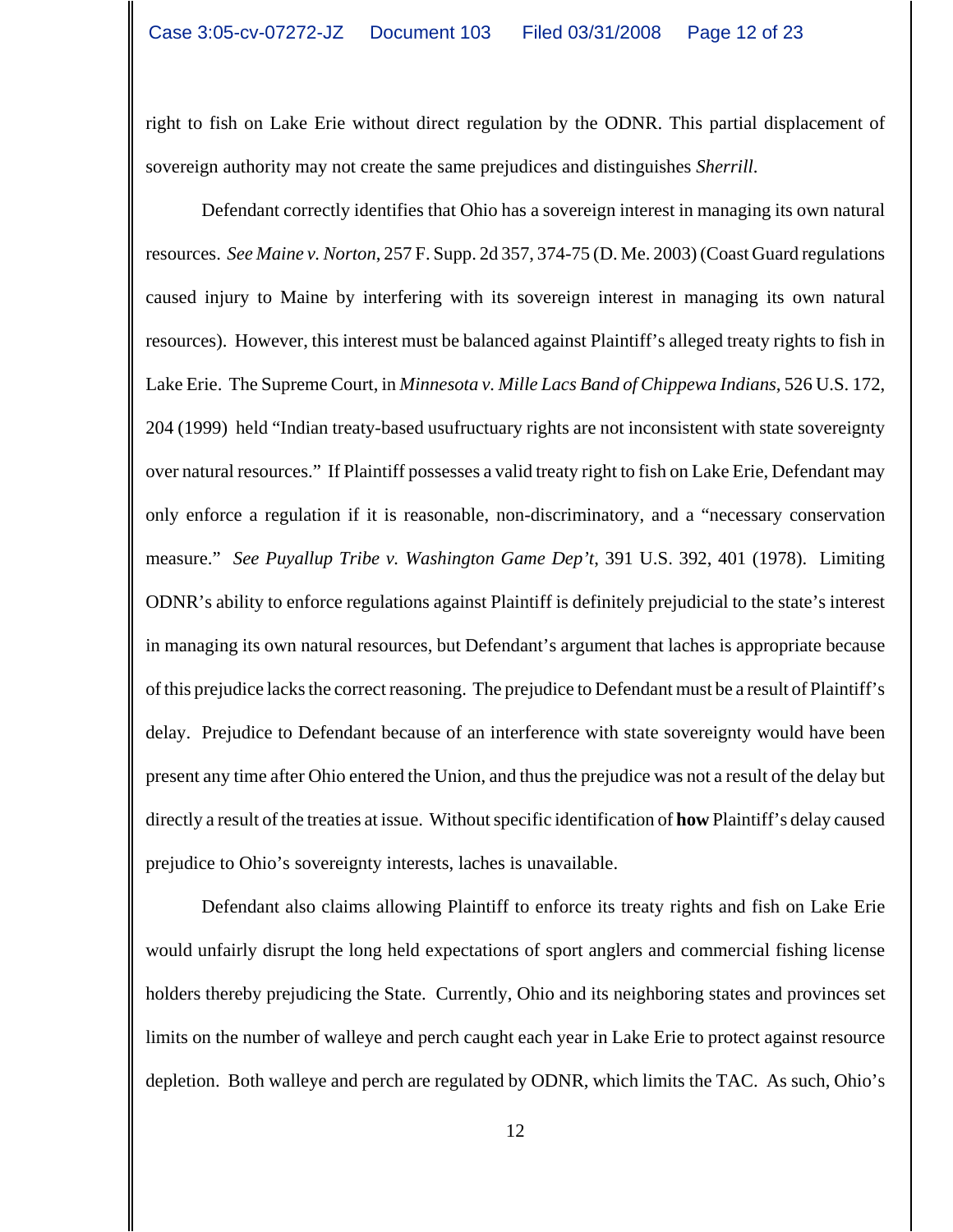right to fish on Lake Erie without direct regulation by the ODNR. This partial displacement of sovereign authority may not create the same prejudices and distinguishes *Sherrill*.

Defendant correctly identifies that Ohio has a sovereign interest in managing its own natural resources. *See Maine v. Norton*, 257 F. Supp. 2d 357, 374-75 (D. Me. 2003) (Coast Guard regulations caused injury to Maine by interfering with its sovereign interest in managing its own natural resources). However, this interest must be balanced against Plaintiff's alleged treaty rights to fish in Lake Erie. The Supreme Court, in *Minnesota v. Mille Lacs Band of Chippewa Indians*, 526 U.S. 172, 204 (1999) held "Indian treaty-based usufructuary rights are not inconsistent with state sovereignty over natural resources." If Plaintiff possesses a valid treaty right to fish on Lake Erie, Defendant may only enforce a regulation if it is reasonable, non-discriminatory, and a "necessary conservation measure." *See Puyallup Tribe v. Washington Game Dep't*, 391 U.S. 392, 401 (1978). Limiting ODNR's ability to enforce regulations against Plaintiff is definitely prejudicial to the state's interest in managing its own natural resources, but Defendant's argument that laches is appropriate because of this prejudice lacks the correct reasoning. The prejudice to Defendant must be a result of Plaintiff's delay. Prejudice to Defendant because of an interference with state sovereignty would have been present any time after Ohio entered the Union, and thus the prejudice was not a result of the delay but directly a result of the treaties at issue. Without specific identification of **how** Plaintiff's delay caused prejudice to Ohio's sovereignty interests, laches is unavailable.

Defendant also claims allowing Plaintiff to enforce its treaty rights and fish on Lake Erie would unfairly disrupt the long held expectations of sport anglers and commercial fishing license holders thereby prejudicing the State. Currently, Ohio and its neighboring states and provinces set limits on the number of walleye and perch caught each year in Lake Erie to protect against resource depletion. Both walleye and perch are regulated by ODNR, which limits the TAC. As such, Ohio's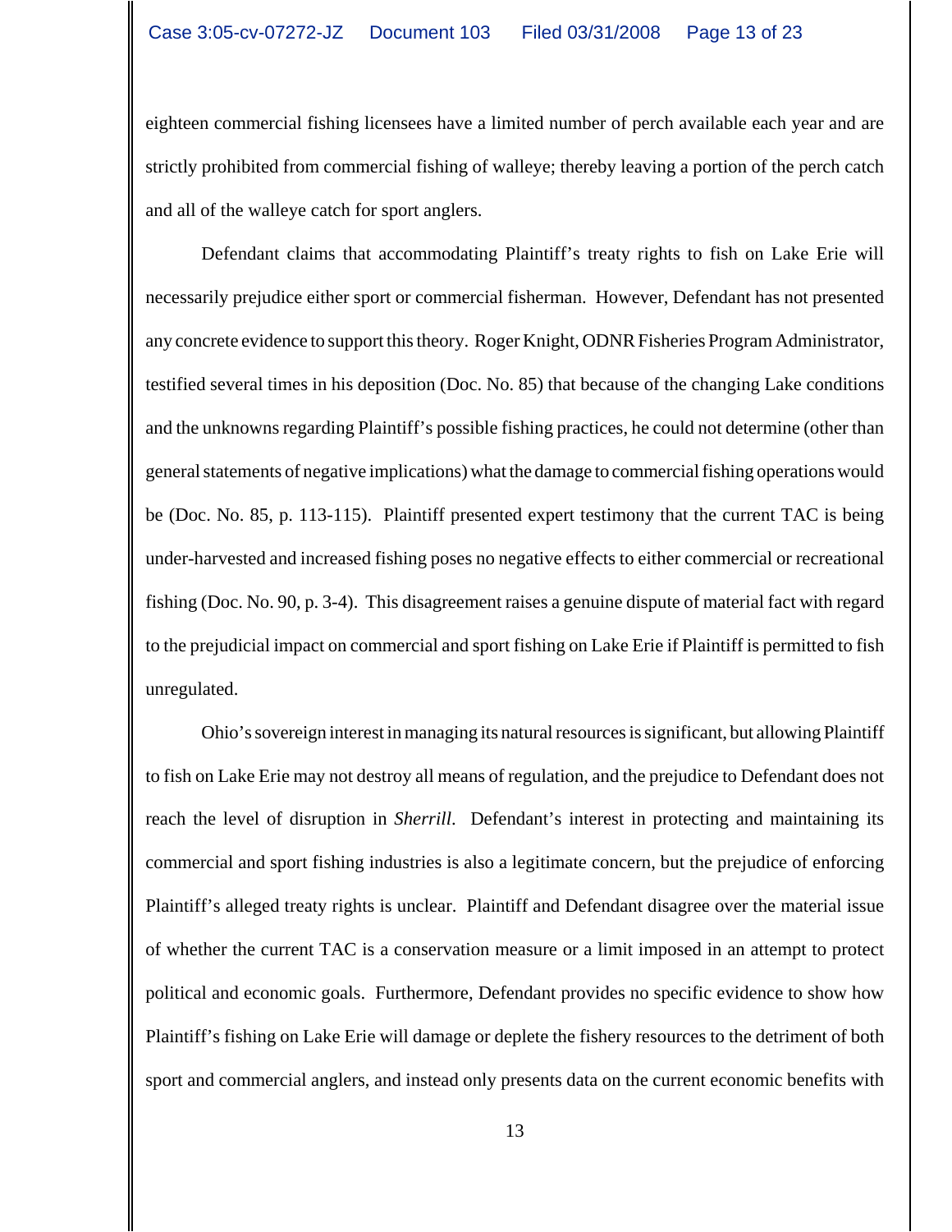eighteen commercial fishing licensees have a limited number of perch available each year and are strictly prohibited from commercial fishing of walleye; thereby leaving a portion of the perch catch and all of the walleye catch for sport anglers.

Defendant claims that accommodating Plaintiff's treaty rights to fish on Lake Erie will necessarily prejudice either sport or commercial fisherman. However, Defendant has not presented any concrete evidence to support this theory. Roger Knight, ODNR Fisheries Program Administrator, testified several times in his deposition (Doc. No. 85) that because of the changing Lake conditions and the unknowns regarding Plaintiff's possible fishing practices, he could not determine (other than general statements of negative implications) what the damage to commercial fishing operations would be (Doc. No. 85, p. 113-115). Plaintiff presented expert testimony that the current TAC is being under-harvested and increased fishing poses no negative effects to either commercial or recreational fishing (Doc. No. 90, p. 3-4). This disagreement raises a genuine dispute of material fact with regard to the prejudicial impact on commercial and sport fishing on Lake Erie if Plaintiff is permitted to fish unregulated.

Ohio's sovereign interest in managing its natural resources is significant, but allowing Plaintiff to fish on Lake Erie may not destroy all means of regulation, and the prejudice to Defendant does not reach the level of disruption in *Sherrill*. Defendant's interest in protecting and maintaining its commercial and sport fishing industries is also a legitimate concern, but the prejudice of enforcing Plaintiff's alleged treaty rights is unclear. Plaintiff and Defendant disagree over the material issue of whether the current TAC is a conservation measure or a limit imposed in an attempt to protect political and economic goals. Furthermore, Defendant provides no specific evidence to show how Plaintiff's fishing on Lake Erie will damage or deplete the fishery resources to the detriment of both sport and commercial anglers, and instead only presents data on the current economic benefits with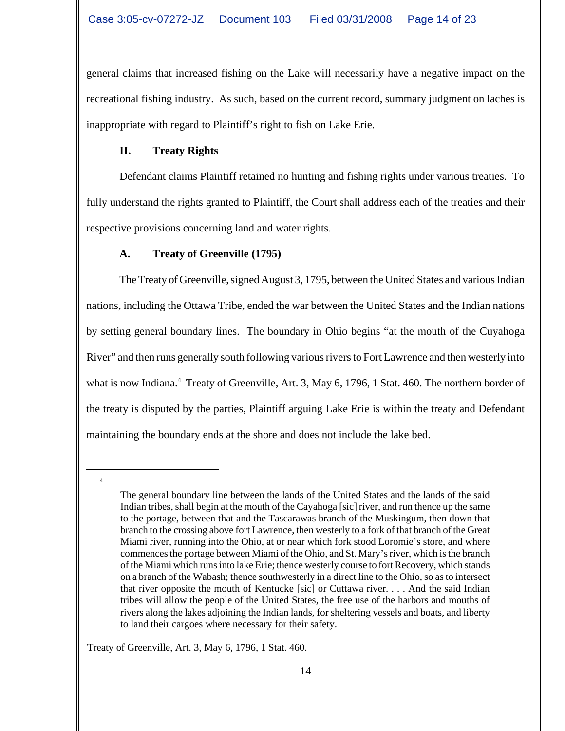general claims that increased fishing on the Lake will necessarily have a negative impact on the recreational fishing industry. As such, based on the current record, summary judgment on laches is inappropriate with regard to Plaintiff's right to fish on Lake Erie.

## II. Treaty Rights

Defendant claims Plaintiff retained no hunting and fishing rights under various treaties. To fully understand the rights granted to Plaintiff, the Court shall address each of the treaties and their respective provisions concerning land and water rights.

### A. Treaty of Greenville (1795)

The Treaty of Greenville, signed August 3, 1795, between the United States and various Indian nations, including the Ottawa Tribe, ended the war between the United States and the Indian nations by setting general boundary lines. The boundary in Ohio begins "at the mouth of the Cuyahoga River" and then runs generally south following various rivers to Fort Lawrence and then westerly into what is now Indiana.[4] Treaty of Greenville, Art. 3, May 6, 1796, 1 Stat. 460. The northern border of the treaty is disputed by the parties, Plaintiff arguing Lake Erie is within the treaty and Defendant maintaining the boundary ends at the shore and does not include the lake bed.

---

[4]

> The general boundary line between the lands of the United States and the lands of the said Indian tribes, shall begin at the mouth of the Cayahoga [sic] river, and run thence up the same to the portage, between that and the Tascarawas branch of the Muskingum, then down that branch to the crossing above fort Lawrence, then westerly to a fork of that branch of the Great Miami river, running into the Ohio, at or near which fork stood Loromie's store, and where commences the portage between Miami of the Ohio, and St. Mary's river, which is the branch of the Miami which runs into lake Erie; thence westerly course to fort Recovery, which stands on a branch of the Wabash; thence southwesterly in a direct line to the Ohio, so as to intersect that river opposite the mouth of Kentucke [sic] or Cuttawa river. . . . And the said Indian tribes will allow the people of the United States, the free use of the harbors and mouths of rivers along the lakes adjoining the Indian lands, for sheltering vessels and boats, and liberty to land their cargoes where necessary for their safety.

Treaty of Greenville, Art. 3, May 6, 1796, 1 Stat. 460.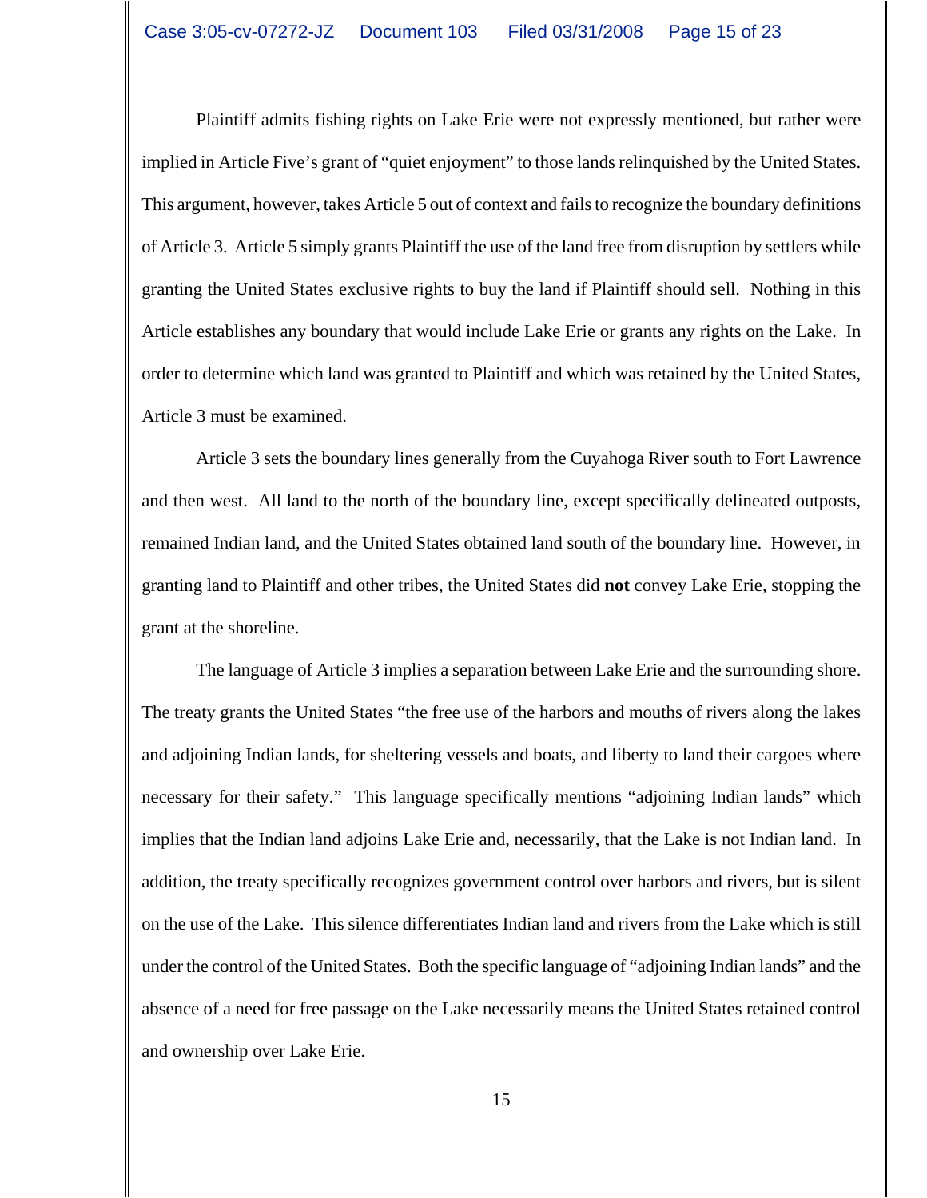Plaintiff admits fishing rights on Lake Erie were not expressly mentioned, but rather were implied in Article Five's grant of "quiet enjoyment" to those lands relinquished by the United States. This argument, however, takes Article 5 out of context and fails to recognize the boundary definitions of Article 3. Article 5 simply grants Plaintiff the use of the land free from disruption by settlers while granting the United States exclusive rights to buy the land if Plaintiff should sell. Nothing in this Article establishes any boundary that would include Lake Erie or grants any rights on the Lake. In order to determine which land was granted to Plaintiff and which was retained by the United States, Article 3 must be examined.

Article 3 sets the boundary lines generally from the Cuyahoga River south to Fort Lawrence and then west. All land to the north of the boundary line, except specifically delineated outposts, remained Indian land, and the United States obtained land south of the boundary line. However, in granting land to Plaintiff and other tribes, the United States did **not** convey Lake Erie, stopping the grant at the shoreline.

The language of Article 3 implies a separation between Lake Erie and the surrounding shore. The treaty grants the United States "the free use of the harbors and mouths of rivers along the lakes and adjoining Indian lands, for sheltering vessels and boats, and liberty to land their cargoes where necessary for their safety." This language specifically mentions "adjoining Indian lands" which implies that the Indian land adjoins Lake Erie and, necessarily, that the Lake is not Indian land. In addition, the treaty specifically recognizes government control over harbors and rivers, but is silent on the use of the Lake. This silence differentiates Indian land and rivers from the Lake which is still under the control of the United States. Both the specific language of "adjoining Indian lands" and the absence of a need for free passage on the Lake necessarily means the United States retained control and ownership over Lake Erie.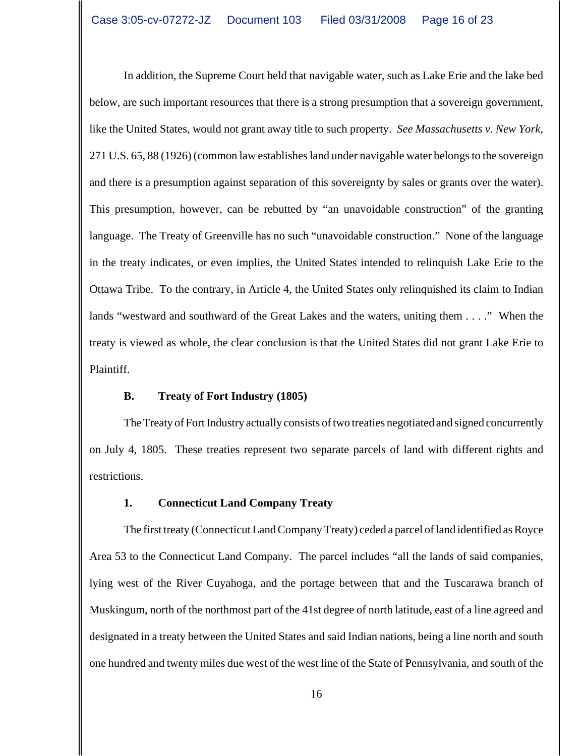In addition, the Supreme Court held that navigable water, such as Lake Erie and the lake bed below, are such important resources that there is a strong presumption that a sovereign government, like the United States, would not grant away title to such property. *See Massachusetts v. New York*, 271 U.S. 65, 88 (1926) (common law establishes land under navigable water belongs to the sovereign and there is a presumption against separation of this sovereignty by sales or grants over the water). This presumption, however, can be rebutted by "an unavoidable construction" of the granting language. The Treaty of Greenville has no such "unavoidable construction." None of the language in the treaty indicates, or even implies, the United States intended to relinquish Lake Erie to the Ottawa Tribe. To the contrary, in Article 4, the United States only relinquished its claim to Indian lands "westward and southward of the Great Lakes and the waters, uniting them . . . ." When the treaty is viewed as whole, the clear conclusion is that the United States did not grant Lake Erie to Plaintiff.

**B. Treaty of Fort Industry (1805)**

The Treaty of Fort Industry actually consists of two treaties negotiated and signed concurrently on July 4, 1805. These treaties represent two separate parcels of land with different rights and restrictions.

**1. Connecticut Land Company Treaty**

The first treaty (Connecticut Land Company Treaty) ceded a parcel of land identified as Royce Area 53 to the Connecticut Land Company. The parcel includes "all the lands of said companies, lying west of the River Cuyahoga, and the portage between that and the Tuscarawa branch of Muskingum, north of the northmost part of the 41st degree of north latitude, east of a line agreed and designated in a treaty between the United States and said Indian nations, being a line north and south one hundred and twenty miles due west of the west line of the State of Pennsylvania, and south of the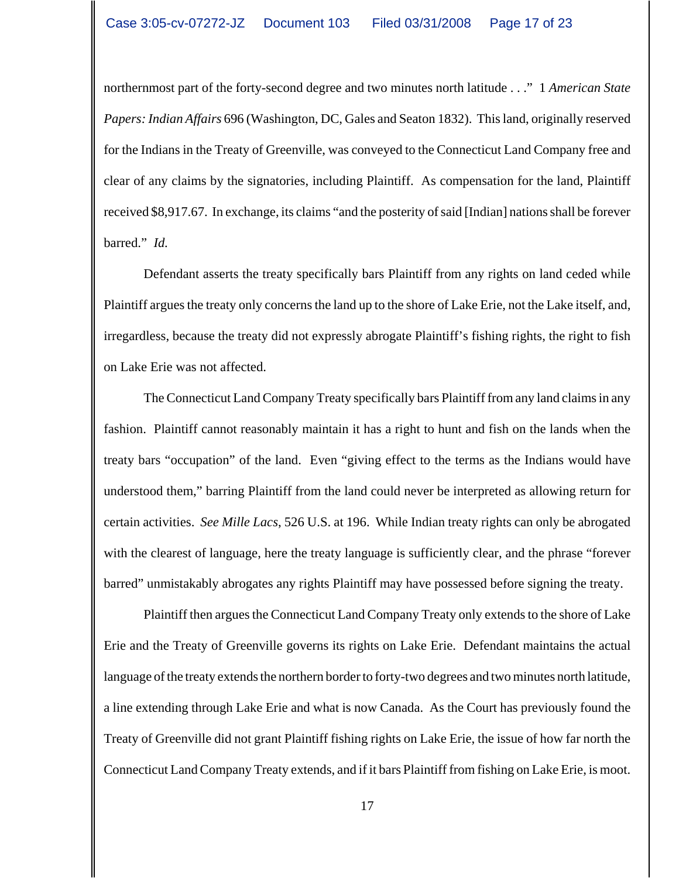northernmost part of the forty-second degree and two minutes north latitude . . ." 1 *American State Papers: Indian Affairs* 696 (Washington, DC, Gales and Seaton 1832). This land, originally reserved for the Indians in the Treaty of Greenville, was conveyed to the Connecticut Land Company free and clear of any claims by the signatories, including Plaintiff. As compensation for the land, Plaintiff received $8,917.67. In exchange, its claims "and the posterity of said [Indian] nations shall be forever barred." *Id.*

Defendant asserts the treaty specifically bars Plaintiff from any rights on land ceded while Plaintiff argues the treaty only concerns the land up to the shore of Lake Erie, not the Lake itself, and, irregardless, because the treaty did not expressly abrogate Plaintiff's fishing rights, the right to fish on Lake Erie was not affected.

The Connecticut Land Company Treaty specifically bars Plaintiff from any land claims in any fashion. Plaintiff cannot reasonably maintain it has a right to hunt and fish on the lands when the treaty bars "occupation" of the land. Even "giving effect to the terms as the Indians would have understood them," barring Plaintiff from the land could never be interpreted as allowing return for certain activities. *See Mille Lacs*, 526 U.S. at 196. While Indian treaty rights can only be abrogated with the clearest of language, here the treaty language is sufficiently clear, and the phrase "forever barred" unmistakably abrogates any rights Plaintiff may have possessed before signing the treaty.

Plaintiff then argues the Connecticut Land Company Treaty only extends to the shore of Lake Erie and the Treaty of Greenville governs its rights on Lake Erie. Defendant maintains the actual language of the treaty extends the northern border to forty-two degrees and two minutes north latitude, a line extending through Lake Erie and what is now Canada. As the Court has previously found the Treaty of Greenville did not grant Plaintiff fishing rights on Lake Erie, the issue of how far north the Connecticut Land Company Treaty extends, and if it bars Plaintiff from fishing on Lake Erie, is moot.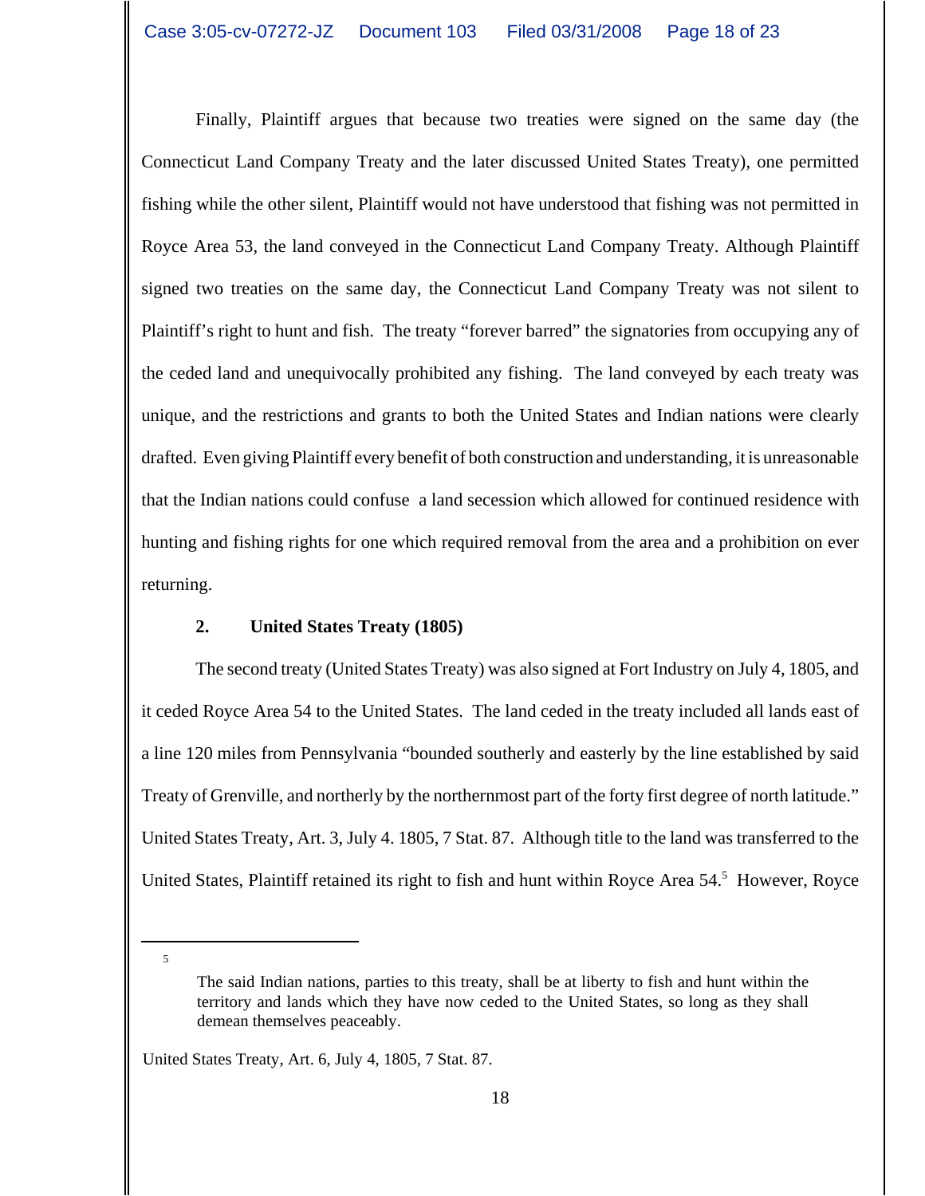Finally, Plaintiff argues that because two treaties were signed on the same day (the Connecticut Land Company Treaty and the later discussed United States Treaty), one permitted fishing while the other silent, Plaintiff would not have understood that fishing was not permitted in Royce Area 53, the land conveyed in the Connecticut Land Company Treaty. Although Plaintiff signed two treaties on the same day, the Connecticut Land Company Treaty was not silent to Plaintiff's right to hunt and fish. The treaty "forever barred" the signatories from occupying any of the ceded land and unequivocally prohibited any fishing. The land conveyed by each treaty was unique, and the restrictions and grants to both the United States and Indian nations were clearly drafted. Even giving Plaintiff every benefit of both construction and understanding, it is unreasonable that the Indian nations could confuse a land secession which allowed for continued residence with hunting and fishing rights for one which required removal from the area and a prohibition on ever returning.

### 2. United States Treaty (1805)

The second treaty (United States Treaty) was also signed at Fort Industry on July 4, 1805, and it ceded Royce Area 54 to the United States. The land ceded in the treaty included all lands east of a line 120 miles from Pennsylvania "bounded southerly and easterly by the line established by said Treaty of Grenville, and northerly by the northernmost part of the forty first degree of north latitude." United States Treaty, Art. 3, July 4. 1805, 7 Stat. 87. Although title to the land was transferred to the United States, Plaintiff retained its right to fish and hunt within Royce Area 54.[5] However, Royce

---

[5]

> The said Indian nations, parties to this treaty, shall be at liberty to fish and hunt within the territory and lands which they have now ceded to the United States, so long as they shall demean themselves peaceably.

United States Treaty, Art. 6, July 4, 1805, 7 Stat. 87.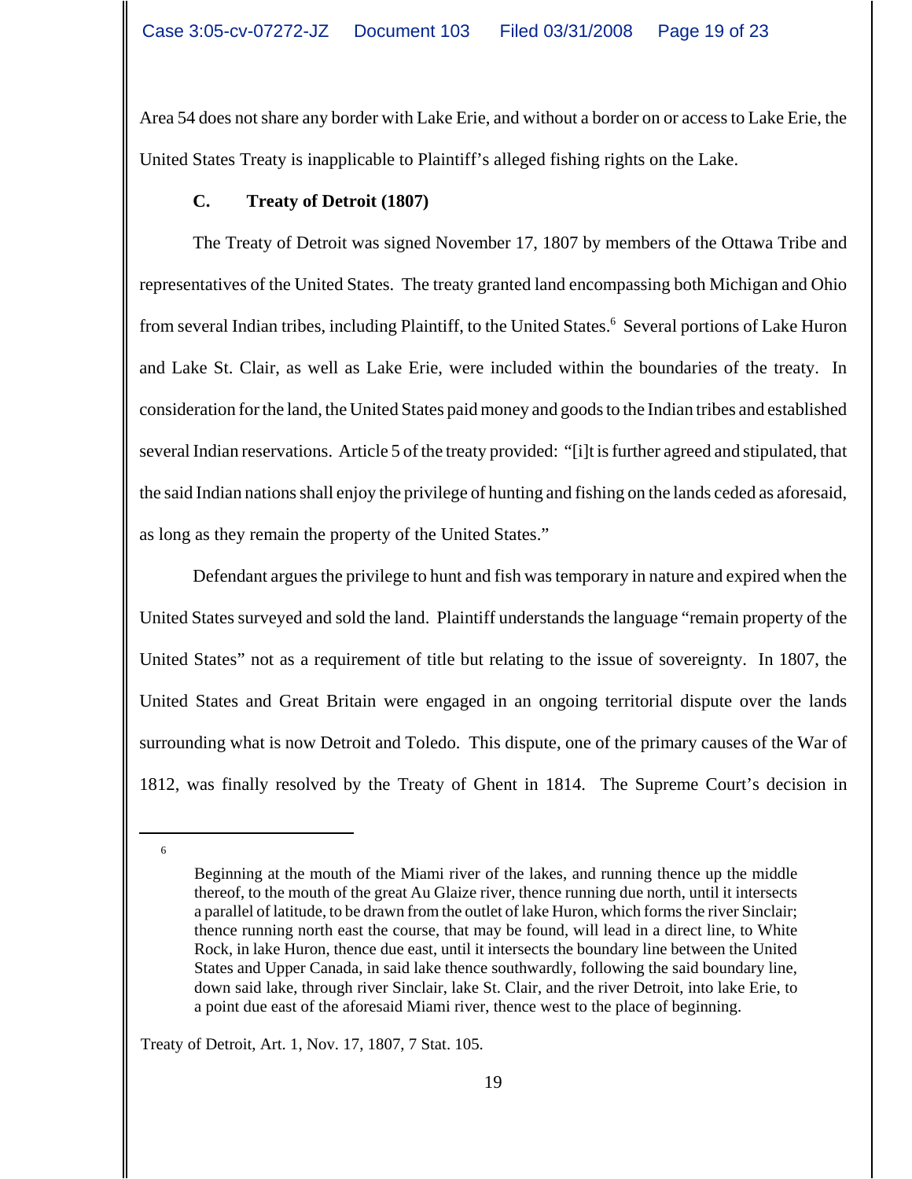Area 54 does not share any border with Lake Erie, and without a border on or access to Lake Erie, the United States Treaty is inapplicable to Plaintiff's alleged fishing rights on the Lake.

**C. Treaty of Detroit (1807)**

The Treaty of Detroit was signed November 17, 1807 by members of the Ottawa Tribe and representatives of the United States. The treaty granted land encompassing both Michigan and Ohio from several Indian tribes, including Plaintiff, to the United States.[6] Several portions of Lake Huron and Lake St. Clair, as well as Lake Erie, were included within the boundaries of the treaty. In consideration for the land, the United States paid money and goods to the Indian tribes and established several Indian reservations. Article 5 of the treaty provided: "[i]t is further agreed and stipulated, that the said Indian nations shall enjoy the privilege of hunting and fishing on the lands ceded as aforesaid, as long as they remain the property of the United States."

Defendant argues the privilege to hunt and fish was temporary in nature and expired when the United States surveyed and sold the land. Plaintiff understands the language "remain property of the United States" not as a requirement of title but relating to the issue of sovereignty. In 1807, the United States and Great Britain were engaged in an ongoing territorial dispute over the lands surrounding what is now Detroit and Toledo. This dispute, one of the primary causes of the War of 1812, was finally resolved by the Treaty of Ghent in 1814. The Supreme Court's decision in

---

[6]

> Beginning at the mouth of the Miami river of the lakes, and running thence up the middle thereof, to the mouth of the great Au Glaize river, thence running due north, until it intersects a parallel of latitude, to be drawn from the outlet of lake Huron, which forms the river Sinclair; thence running north east the course, that may be found, will lead in a direct line, to White Rock, in lake Huron, thence due east, until it intersects the boundary line between the United States and Upper Canada, in said lake thence southwardly, following the said boundary line, down said lake, through river Sinclair, lake St. Clair, and the river Detroit, into lake Erie, to a point due east of the aforesaid Miami river, thence west to the place of beginning.

Treaty of Detroit, Art. 1, Nov. 17, 1807, 7 Stat. 105.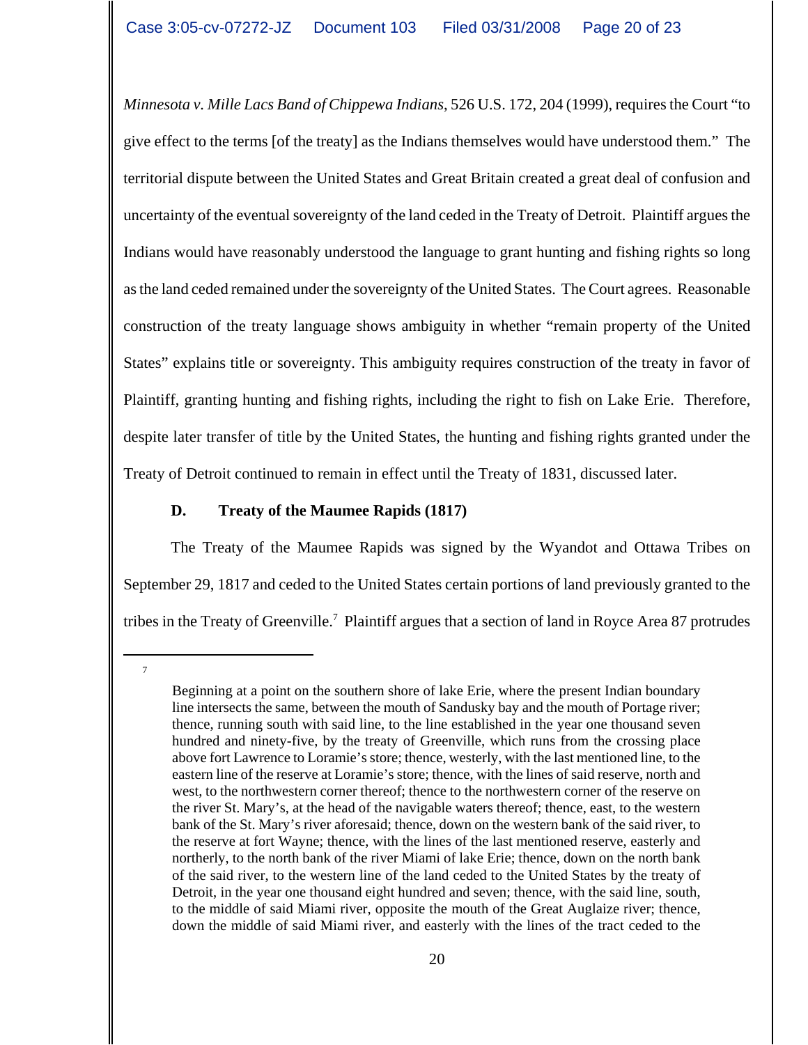*Minnesota v. Mille Lacs Band of Chippewa Indians*, 526 U.S. 172, 204 (1999), requires the Court "to give effect to the terms [of the treaty] as the Indians themselves would have understood them." The territorial dispute between the United States and Great Britain created a great deal of confusion and uncertainty of the eventual sovereignty of the land ceded in the Treaty of Detroit. Plaintiff argues the Indians would have reasonably understood the language to grant hunting and fishing rights so long as the land ceded remained under the sovereignty of the United States. The Court agrees. Reasonable construction of the treaty language shows ambiguity in whether "remain property of the United States" explains title or sovereignty. This ambiguity requires construction of the treaty in favor of Plaintiff, granting hunting and fishing rights, including the right to fish on Lake Erie. Therefore, despite later transfer of title by the United States, the hunting and fishing rights granted under the Treaty of Detroit continued to remain in effect until the Treaty of 1831, discussed later.

**D. Treaty of the Maumee Rapids (1817)**

The Treaty of the Maumee Rapids was signed by the Wyandot and Ottawa Tribes on September 29, 1817 and ceded to the United States certain portions of land previously granted to the tribes in the Treaty of Greenville.[7] Plaintiff argues that a section of land in Royce Area 87 protrudes

---

[7]

> Beginning at a point on the southern shore of lake Erie, where the present Indian boundary line intersects the same, between the mouth of Sandusky bay and the mouth of Portage river; thence, running south with said line, to the line established in the year one thousand seven hundred and ninety-five, by the treaty of Greenville, which runs from the crossing place above fort Lawrence to Loramie's store; thence, westerly, with the last mentioned line, to the eastern line of the reserve at Loramie's store; thence, with the lines of said reserve, north and west, to the northwestern corner thereof; thence to the northwestern corner of the reserve on the river St. Mary's, at the head of the navigable waters thereof; thence, east, to the western bank of the St. Mary's river aforesaid; thence, down on the western bank of the said river, to the reserve at fort Wayne; thence, with the lines of the last mentioned reserve, easterly and northerly, to the north bank of the river Miami of lake Erie; thence, down on the north bank of the said river, to the western line of the land ceded to the United States by the treaty of Detroit, in the year one thousand eight hundred and seven; thence, with the said line, south, to the middle of said Miami river, opposite the mouth of the Great Auglaize river; thence, down the middle of said Miami river, and easterly with the lines of the tract ceded to the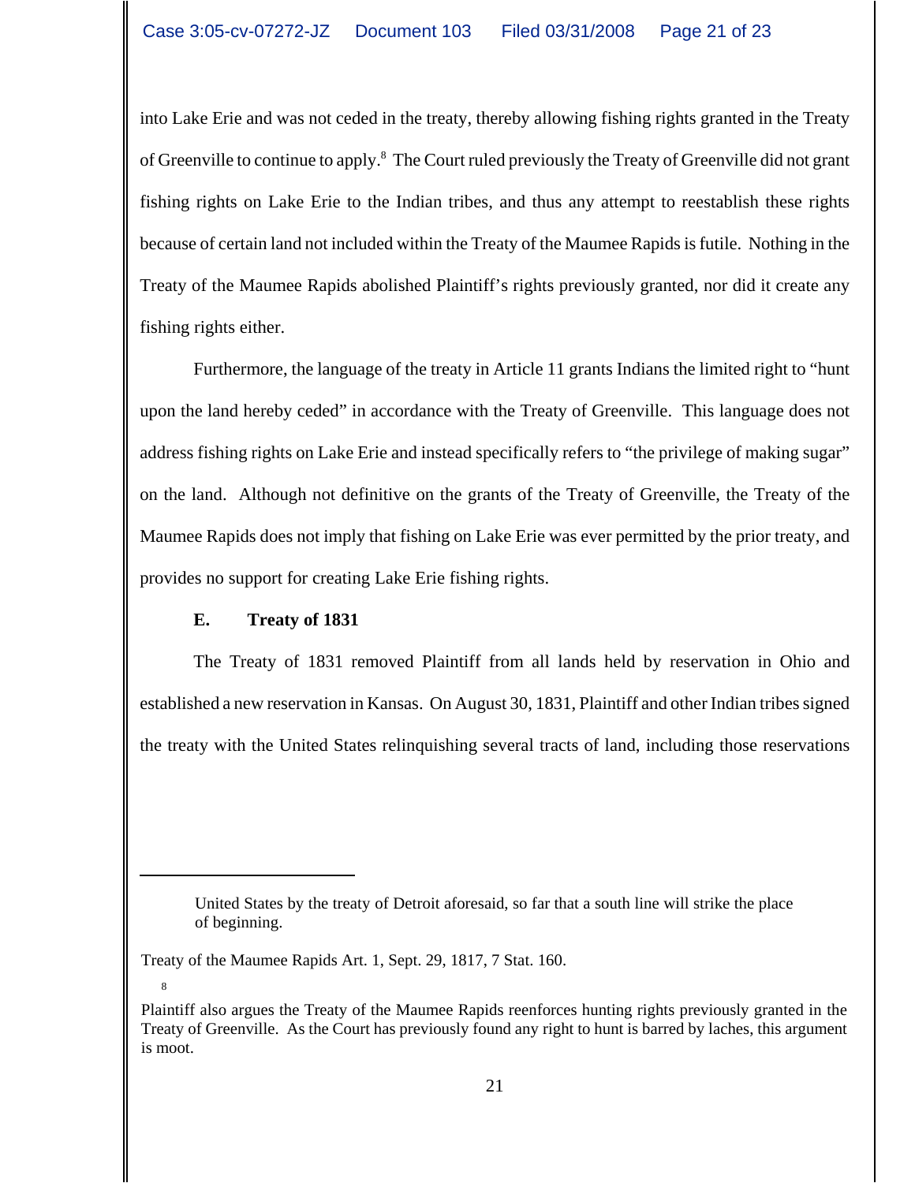into Lake Erie and was not ceded in the treaty, thereby allowing fishing rights granted in the Treaty of Greenville to continue to apply.[8] The Court ruled previously the Treaty of Greenville did not grant fishing rights on Lake Erie to the Indian tribes, and thus any attempt to reestablish these rights because of certain land not included within the Treaty of the Maumee Rapids is futile. Nothing in the Treaty of the Maumee Rapids abolished Plaintiff's rights previously granted, nor did it create any fishing rights either.

Furthermore, the language of the treaty in Article 11 grants Indians the limited right to "hunt upon the land hereby ceded" in accordance with the Treaty of Greenville. This language does not address fishing rights on Lake Erie and instead specifically refers to "the privilege of making sugar" on the land. Although not definitive on the grants of the Treaty of Greenville, the Treaty of the Maumee Rapids does not imply that fishing on Lake Erie was ever permitted by the prior treaty, and provides no support for creating Lake Erie fishing rights.

**E. Treaty of 1831**

The Treaty of 1831 removed Plaintiff from all lands held by reservation in Ohio and established a new reservation in Kansas. On August 30, 1831, Plaintiff and other Indian tribes signed the treaty with the United States relinquishing several tracts of land, including those reservations

---

> United States by the treaty of Detroit aforesaid, so far that a south line will strike the place of beginning.

Treaty of the Maumee Rapids Art. 1, Sept. 29, 1817, 7 Stat. 160.

[8] Plaintiff also argues the Treaty of the Maumee Rapids reenforces hunting rights previously granted in the Treaty of Greenville. As the Court has previously found any right to hunt is barred by laches, this argument is moot.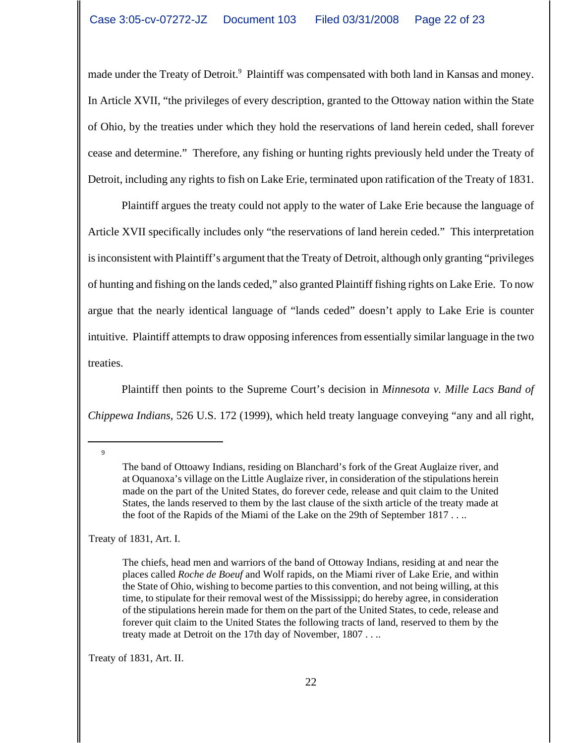made under the Treaty of Detroit.[9] Plaintiff was compensated with both land in Kansas and money. In Article XVII, "the privileges of every description, granted to the Ottoway nation within the State of Ohio, by the treaties under which they hold the reservations of land herein ceded, shall forever cease and determine." Therefore, any fishing or hunting rights previously held under the Treaty of Detroit, including any rights to fish on Lake Erie, terminated upon ratification of the Treaty of 1831.

Plaintiff argues the treaty could not apply to the water of Lake Erie because the language of Article XVII specifically includes only "the reservations of land herein ceded." This interpretation is inconsistent with Plaintiff's argument that the Treaty of Detroit, although only granting "privileges of hunting and fishing on the lands ceded," also granted Plaintiff fishing rights on Lake Erie. To now argue that the nearly identical language of "lands ceded" doesn't apply to Lake Erie is counter intuitive. Plaintiff attempts to draw opposing inferences from essentially similar language in the two treaties.

Plaintiff then points to the Supreme Court's decision in *Minnesota v. Mille Lacs Band of Chippewa Indians*, 526 U.S. 172 (1999), which held treaty language conveying "any and all right,

---

[9]

> The band of Ottoawy Indians, residing on Blanchard's fork of the Great Auglaize river, and at Oquanoxa's village on the Little Auglaize river, in consideration of the stipulations herein made on the part of the United States, do forever cede, release and quit claim to the United States, the lands reserved to them by the last clause of the sixth article of the treaty made at the foot of the Rapids of the Miami of the Lake on the 29th of September 1817 . . ..

Treaty of 1831, Art. I.

> The chiefs, head men and warriors of the band of Ottoway Indians, residing at and near the places called *Roche de Boeuf* and Wolf rapids, on the Miami river of Lake Erie, and within the State of Ohio, wishing to become parties to this convention, and not being willing, at this time, to stipulate for their removal west of the Mississippi; do hereby agree, in consideration of the stipulations herein made for them on the part of the United States, to cede, release and forever quit claim to the United States the following tracts of land, reserved to them by the treaty made at Detroit on the 17th day of November, 1807 . . ..

Treaty of 1831, Art. II.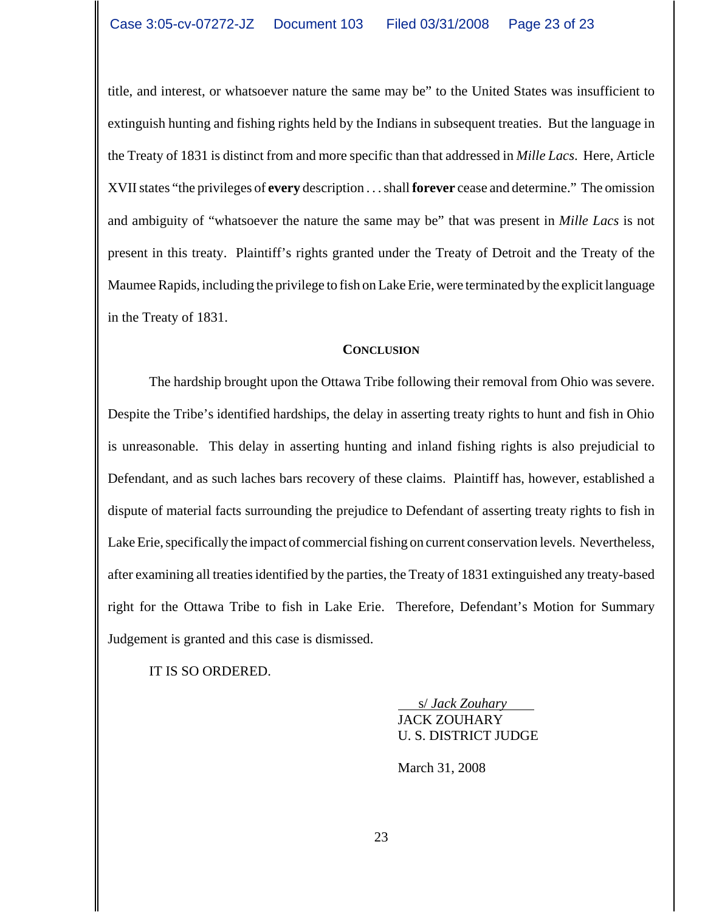title, and interest, or whatsoever nature the same may be" to the United States was insufficient to extinguish hunting and fishing rights held by the Indians in subsequent treaties. But the language in the Treaty of 1831 is distinct from and more specific than that addressed in *Mille Lacs*. Here, Article XVII states "the privileges of **every** description . . . shall **forever** cease and determine." The omission and ambiguity of "whatsoever the nature the same may be" that was present in *Mille Lacs* is not present in this treaty. Plaintiff's rights granted under the Treaty of Detroit and the Treaty of the Maumee Rapids, including the privilege to fish on Lake Erie, were terminated by the explicit language in the Treaty of 1831.

## CONCLUSION

The hardship brought upon the Ottawa Tribe following their removal from Ohio was severe. Despite the Tribe's identified hardships, the delay in asserting treaty rights to hunt and fish in Ohio is unreasonable. This delay in asserting hunting and inland fishing rights is also prejudicial to Defendant, and as such laches bars recovery of these claims. Plaintiff has, however, established a dispute of material facts surrounding the prejudice to Defendant of asserting treaty rights to fish in Lake Erie, specifically the impact of commercial fishing on current conservation levels. Nevertheless, after examining all treaties identified by the parties, the Treaty of 1831 extinguished any treaty-based right for the Ottawa Tribe to fish in Lake Erie. Therefore, Defendant's Motion for Summary Judgement is granted and this case is dismissed.

IT IS SO ORDERED.

s/ *Jack Zouhary*
JACK ZOUHARY
U. S. DISTRICT JUDGE

March 31, 2008